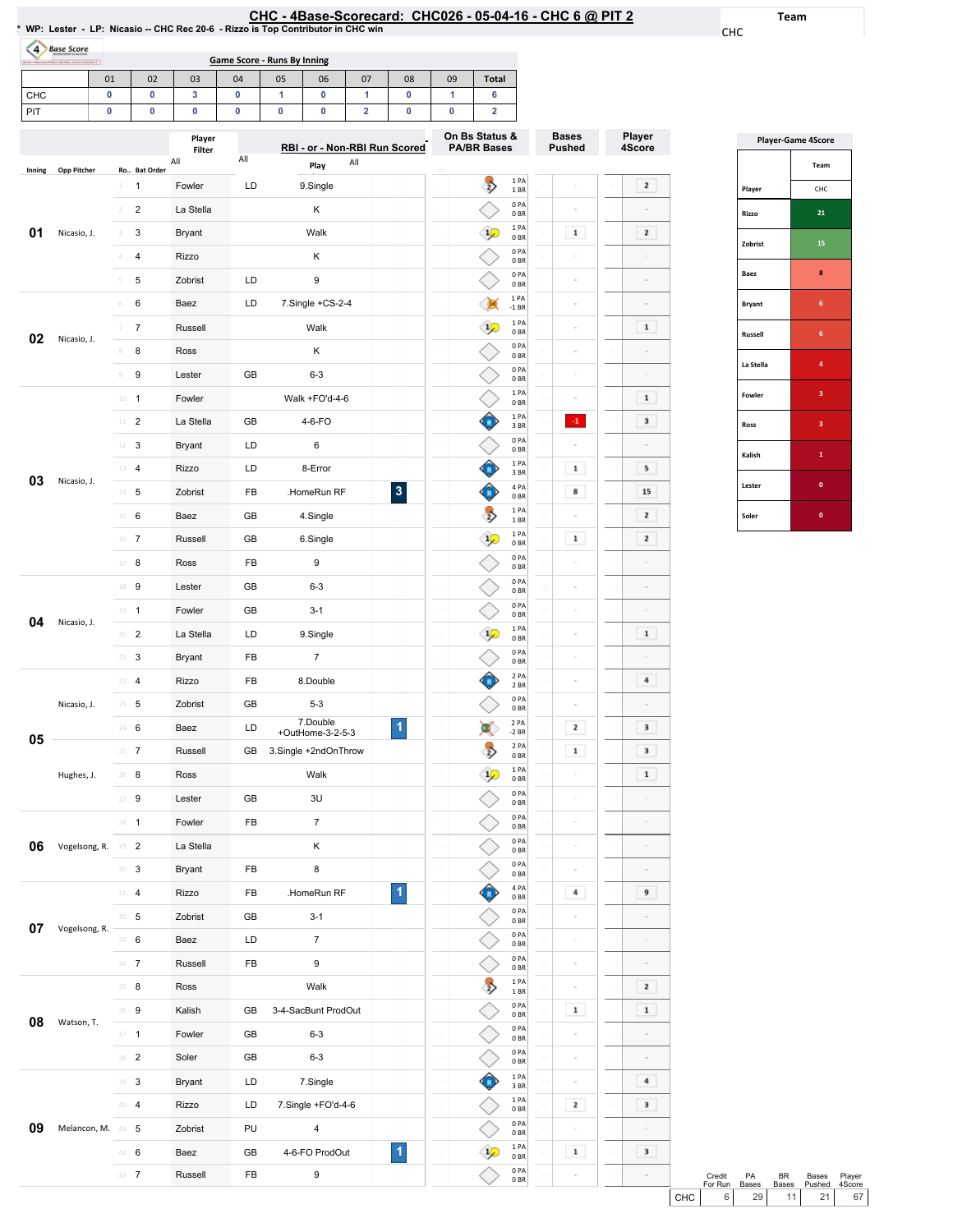# CHC - 4Base-Scorecard: CHC026 - 05-04-16 - CHC 6 @ PIT 2

* WP: Lester - LP: Nicasio -- CHC Rec 20-6 - Rizzo is Top Contributor in CHC win

Team: CHC

## Game Score - Runs By Inning

| | 01 | 02 | 03 | 04 | 05 | 06 | 07 | 08 | 09 | Total |
|---|---|---|---|---|---|---|---|---|---|---|
| CHC | 0 | 0 | 3 | 0 | 1 | 0 | 1 | 0 | 1 | 6 |
| PIT | 0 | 0 | 0 | 0 | 0 | 0 | 2 | 0 | 0 | 2 |

| Inning | Opp Pitcher | Ro.. | Bat Order | Player | | Play | RBI | PA/BR | Bases Pushed | Player 4Score |
|---|---|---|---|---|---|---|---|---|---|---|
| 01 | Nicasio, J. | 1 | 1 | Fowler | LD | 9.Single | | 1 PA 1 BR | - | 2 |
| | | 2 | 2 | La Stella | | K | | 0 PA 0 BR | - | - |
| | | 3 | 3 | Bryant | | Walk | | 1 PA 0 BR | 1 | 2 |
| | | 4 | 4 | Rizzo | | K | | 0 PA 0 BR | - | - |
| | | 5 | 5 | Zobrist | LD | 9 | | 0 PA 0 BR | - | - |
| 02 | Nicasio, J. | 6 | 6 | Baez | LD | 7.Single +CS-2-4 | | 1 PA -1 BR | - | - |
| | | 7 | 7 | Russell | | Walk | | 1 PA 0 BR | - | 1 |
| | | 8 | 8 | Ross | | K | | 0 PA 0 BR | - | - |
| | | 9 | 9 | Lester | GB | 6-3 | | 0 PA 0 BR | - | - |
| 03 | Nicasio, J. | 10 | 1 | Fowler | | Walk +FO'd-4-6 | | 1 PA 0 BR | - | 1 |
| | | 11 | 2 | La Stella | GB | 4-6-FO | | 1 PA 3 BR | -1 | 3 |
| | | 12 | 3 | Bryant | LD | 6 | | 0 PA 0 BR | - | - |
| | | 13 | 4 | Rizzo | LD | 8-Error | | 1 PA 3 BR | 1 | 5 |
| | | 14 | 5 | Zobrist | FB | .HomeRun RF | 3 | 4 PA 0 BR | 8 | 15 |
| | | 15 | 6 | Baez | GB | 4.Single | | 1 PA 1 BR | - | 2 |
| | | 16 | 7 | Russell | GB | 6.Single | | 1 PA 0 BR | 1 | 2 |
| | | 17 | 8 | Ross | FB | 9 | | 0 PA 0 BR | - | - |
| 04 | Nicasio, J. | 18 | 9 | Lester | GB | 6-3 | | 0 PA 0 BR | - | - |
| | | 19 | 1 | Fowler | GB | 3-1 | | 0 PA 0 BR | - | - |
| | | 20 | 2 | La Stella | LD | 9.Single | | 1 PA 0 BR | - | 1 |
| | | 21 | 3 | Bryant | FB | 7 | | 0 PA 0 BR | - | - |
| 05 | Nicasio, J. | 22 | 4 | Rizzo | FB | 8.Double | | 2 PA 2 BR | - | 4 |
| | | 23 | 5 | Zobrist | GB | 5-3 | | 0 PA 0 BR | - | - |
| | | 24 | 6 | Baez | LD | 7.Double +OutHome-3-2-5-3 | 1 | 2 PA -2 BR | 2 | 3 |
| | | 25 | 7 | Russell | GB | 3.Single +2ndOnThrow | | 2 PA 0 BR | 1 | 3 |
| | Hughes, J. | 26 | 8 | Ross | | Walk | | 1 PA 0 BR | - | 1 |
| | | 27 | 9 | Lester | GB | 3U | | 0 PA 0 BR | - | - |
| 06 | Vogelsong, R. | 28 | 1 | Fowler | FB | 7 | | 0 PA 0 BR | - | - |
| | | 29 | 2 | La Stella | | K | | 0 PA 0 BR | - | - |
| | | 30 | 3 | Bryant | FB | 8 | | 0 PA 0 BR | - | - |
| 07 | Vogelsong, R. | 31 | 4 | Rizzo | FB | .HomeRun RF | 1 | 4 PA 0 BR | 4 | 9 |
| | | 32 | 5 | Zobrist | GB | 3-1 | | 0 PA 0 BR | - | - |
| | | 33 | 6 | Baez | LD | 7 | | 0 PA 0 BR | - | - |
| | | 34 | 7 | Russell | FB | 9 | | 0 PA 0 BR | - | - |
| 08 | Watson, T. | 35 | 8 | Ross | | Walk | | 1 PA 1 BR | - | 2 |
| | | 36 | 9 | Kalish | GB | 3-4-SacBunt ProdOut | | 0 PA 0 BR | 1 | 1 |
| | | 37 | 1 | Fowler | GB | 6-3 | | 0 PA 0 BR | - | - |
| | | 38 | 2 | Soler | GB | 6-3 | | 0 PA 0 BR | - | - |
| 09 | Melancon, M. | 39 | 3 | Bryant | LD | 7.Single | | 1 PA 3 BR | - | 4 |
| | | 40 | 4 | Rizzo | LD | 7.Single +FO'd-4-6 | | 1 PA 0 BR | 2 | 3 |
| | | 41 | 5 | Zobrist | PU | 4 | | 0 PA 0 BR | - | - |
| | | 42 | 6 | Baez | GB | 4-6-FO ProdOut | 1 | 1 PA 0 BR | 1 | 3 |
| | | 43 | 7 | Russell | FB | 9 | | 0 PA 0 BR | - | - |

| | Credit For Run | PA Bases | BR Bases | Bases Pushed | Player 4Score |
|---|---|---|---|---|---|
| CHC | 6 | 29 | 11 | 21 | 67 |

## Player-Game 4Score

| Player | CHC |
|---|---|
| Rizzo | 21 |
| Zobrist | 15 |
| Baez | 8 |
| Bryant | 6 |
| Russell | 6 |
| La Stella | 4 |
| Fowler | 3 |
| Ross | 3 |
| Kalish | 1 |
| Lester | 0 |
| Soler | 0 |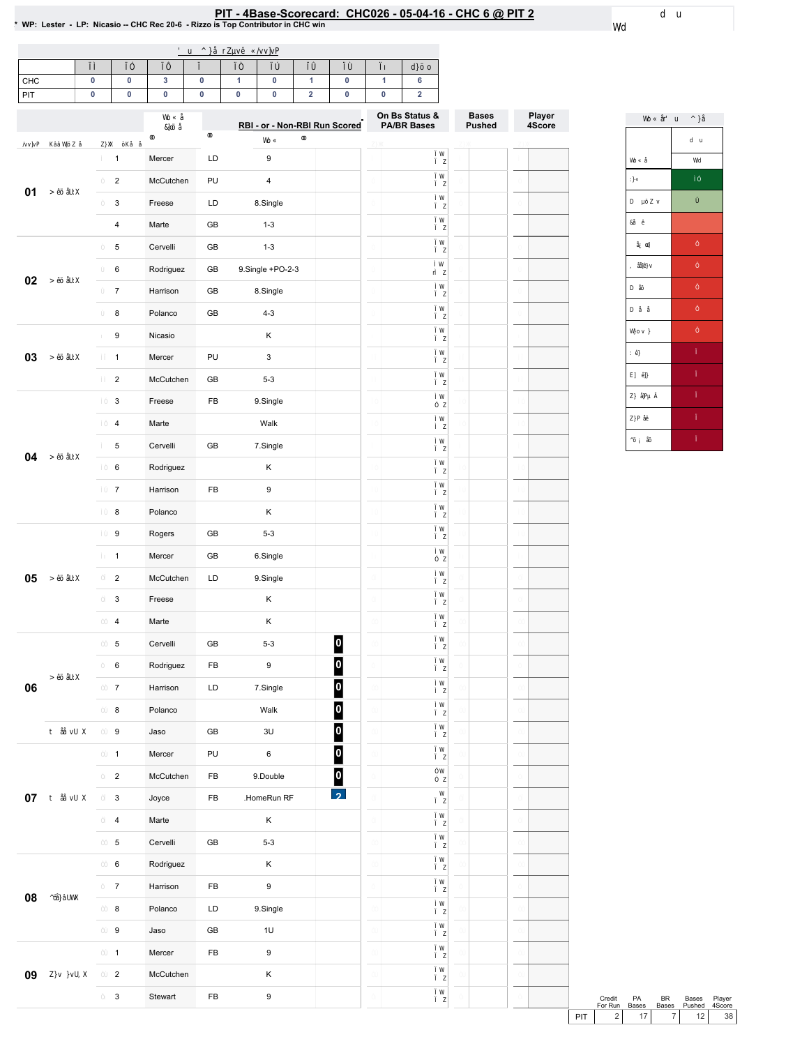# PIT - 4Base-Scorecard: CHC026 - 05-04-16 - CHC 6 @ PIT 2

* WP: Lester - LP: Nicasio -- CHC Rec 20-6 - Rizzo is Top Contributor in CHC win

| | 1 | 2 | 3 | 4 | 5 | 6 | 7 | 8 | 9 | Total |
|---|---|---|---|---|---|---|---|---|---|---|
| CHC | 0 | 0 | 3 | 0 | 1 | 0 | 1 | 0 | 1 | 6 |
| PIT | 0 | 0 | 0 | 0 | 0 | 0 | 2 | 0 | 0 | 2 |

| Inning | | # | Player | | RBI - or - Non-RBI Run Scored | | On Bs Status & PA/BR Bases | Bases Pushed | Player 4Score |
|---|---|---|---|---|---|---|---|---|---|
| 01 | | 1 | Mercer | LD | 9 | | | | |
| | | 2 | McCutchen | PU | 4 | | | | |
| | | 3 | Freese | LD | 8.Single | | | | |
| | | 4 | Marte | GB | 1-3 | | | | |
| 02 | | 5 | Cervelli | GB | 1-3 | | | | |
| | | 6 | Rodriguez | GB | 9.Single +PO-2-3 | | | | |
| | | 7 | Harrison | GB | 8.Single | | | | |
| | | 8 | Polanco | GB | 4-3 | | | | |
| 03 | | 9 | Nicasio | | K | | | | |
| | | 1 | Mercer | PU | 3 | | | | |
| | | 2 | McCutchen | GB | 5-3 | | | | |
| 04 | | 3 | Freese | FB | 9.Single | | | | |
| | | 4 | Marte | | Walk | | | | |
| | | 5 | Cervelli | GB | 7.Single | | | | |
| | | 6 | Rodriguez | | K | | | | |
| | | 7 | Harrison | FB | 9 | | | | |
| | | 8 | Polanco | | K | | | | |
| 05 | | 9 | Rogers | GB | 5-3 | | | | |
| | | 1 | Mercer | GB | 6.Single | | | | |
| | | 2 | McCutchen | LD | 9.Single | | | | |
| | | 3 | Freese | | K | | | | |
| | | 4 | Marte | | K | | | | |
| 06 | | 5 | Cervelli | GB | 5-3 | 0 | | | |
| | | 6 | Rodriguez | FB | 9 | 0 | | | |
| | | 7 | Harrison | LD | 7.Single | 0 | | | |
| | | 8 | Polanco | | Walk | 0 | | | |
| | | 9 | Jaso | GB | 3U | 0 | | | |
| 07 | | 1 | Mercer | PU | 6 | 0 | | | |
| | | 2 | McCutchen | FB | 9.Double | 0 | | | |
| | | 3 | Joyce | FB | .HomeRun RF | 2 | | | |
| | | 4 | Marte | | K | | | | |
| | | 5 | Cervelli | GB | 5-3 | | | | |
| 08 | | 6 | Rodriguez | | K | | | | |
| | | 7 | Harrison | FB | 9 | | | | |
| | | 8 | Polanco | LD | 9.Single | | | | |
| | | 9 | Jaso | GB | 1U | | | | |
| 09 | | 1 | Mercer | FB | 9 | | | | |
| | | 2 | McCutchen | | K | | | | |
| | | 3 | Stewart | FB | 9 | | | | |

| | Credit For Run | PA Bases | BR Bases | Bases Pushed | Player 4Score |
|---|---|---|---|---|---|
| PIT | 2 | 17 | 7 | 12 | 38 |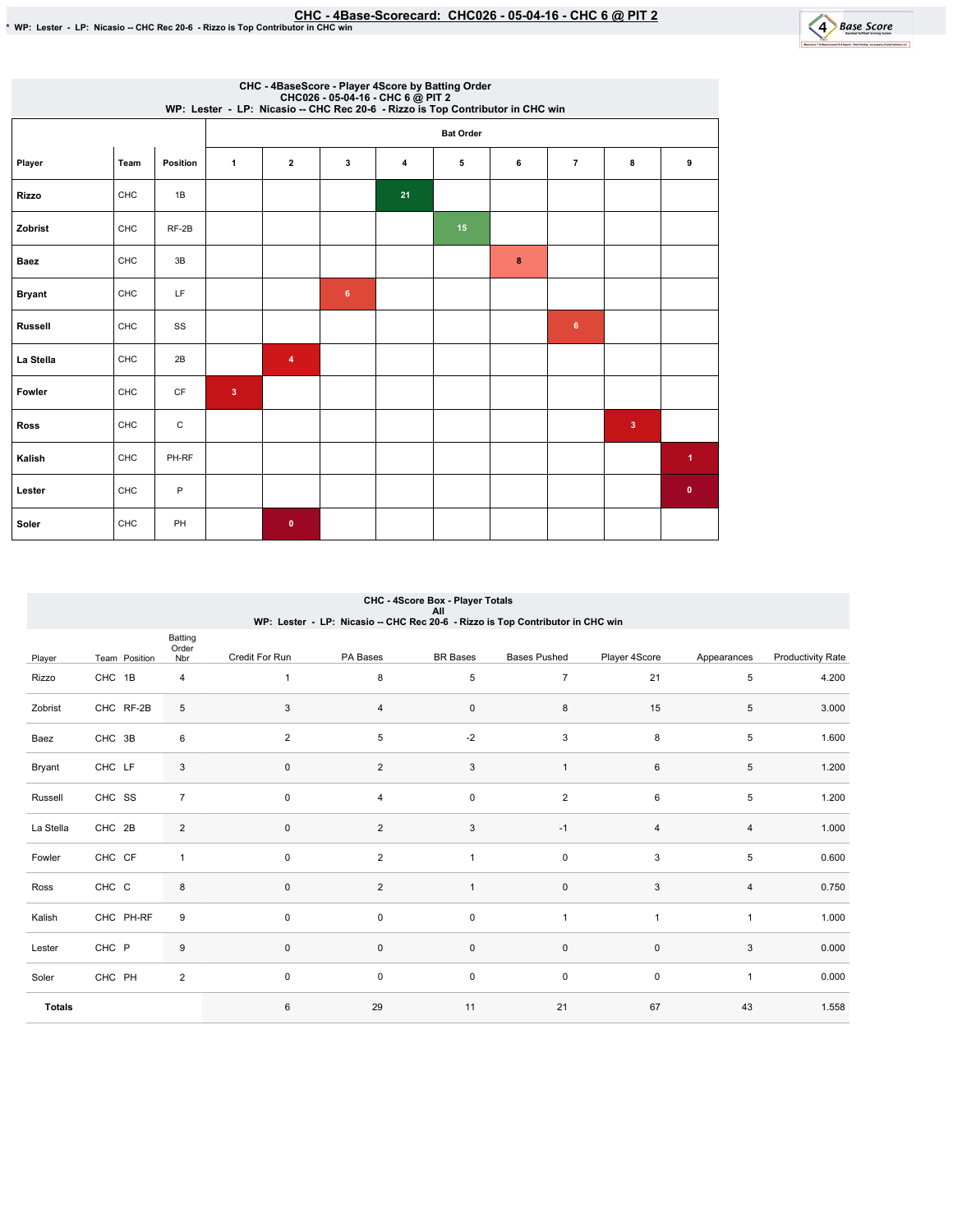# CHC - 4Base-Scorecard: CHC026 - 05-04-16 - CHC 6 @ PIT 2

* WP: Lester - LP: Nicasio -- CHC Rec 20-6 - Rizzo is Top Contributor in CHC win

### CHC - 4BaseScore - Player 4Score by Batting Order
CHC026 - 05-04-16 - CHC 6 @ PIT 2
WP: Lester - LP: Nicasio -- CHC Rec 20-6 - Rizzo is Top Contributor in CHC win

| Player | Team | Position | Bat Order 1 | 2 | 3 | 4 | 5 | 6 | 7 | 8 | 9 |
|---|---|---|---|---|---|---|---|---|---|---|---|
| Rizzo | CHC | 1B | | | | 21 | | | | | |
| Zobrist | CHC | RF-2B | | | | | 15 | | | | |
| Baez | CHC | 3B | | | | | | 8 | | | |
| Bryant | CHC | LF | | | 6 | | | | | | |
| Russell | CHC | SS | | | | | | | 6 | | |
| La Stella | CHC | 2B | | 4 | | | | | | | |
| Fowler | CHC | CF | 3 | | | | | | | | |
| Ross | CHC | C | | | | | | | | 3 | |
| Kalish | CHC | PH-RF | | | | | | | | | 1 |
| Lester | CHC | P | | | | | | | | | 0 |
| Soler | CHC | PH | | 0 | | | | | | | |

### CHC - 4Score Box - Player Totals
All
WP: Lester - LP: Nicasio -- CHC Rec 20-6 - Rizzo is Top Contributor in CHC win

| Player | Team | Position | Batting Order Nbr | Credit For Run | PA Bases | BR Bases | Bases Pushed | Player 4Score | Appearances | Productivity Rate |
|---|---|---|---|---|---|---|---|---|---|---|
| Rizzo | CHC | 1B | 4 | 1 | 8 | 5 | 7 | 21 | 5 | 4.200 |
| Zobrist | CHC | RF-2B | 5 | 3 | 4 | 0 | 8 | 15 | 5 | 3.000 |
| Baez | CHC | 3B | 6 | 2 | 5 | -2 | 3 | 8 | 5 | 1.600 |
| Bryant | CHC | LF | 3 | 0 | 2 | 3 | 1 | 6 | 5 | 1.200 |
| Russell | CHC | SS | 7 | 0 | 4 | 0 | 2 | 6 | 5 | 1.200 |
| La Stella | CHC | 2B | 2 | 0 | 2 | 3 | -1 | 4 | 4 | 1.000 |
| Fowler | CHC | CF | 1 | 0 | 2 | 1 | 0 | 3 | 5 | 0.600 |
| Ross | CHC | C | 8 | 0 | 2 | 1 | 0 | 3 | 4 | 0.750 |
| Kalish | CHC | PH-RF | 9 | 0 | 0 | 0 | 1 | 1 | 1 | 1.000 |
| Lester | CHC | P | 9 | 0 | 0 | 0 | 0 | 0 | 3 | 0.000 |
| Soler | CHC | PH | 2 | 0 | 0 | 0 | 0 | 0 | 1 | 0.000 |
| **Totals** | | | | 6 | 29 | 11 | 21 | 67 | 43 | 1.558 |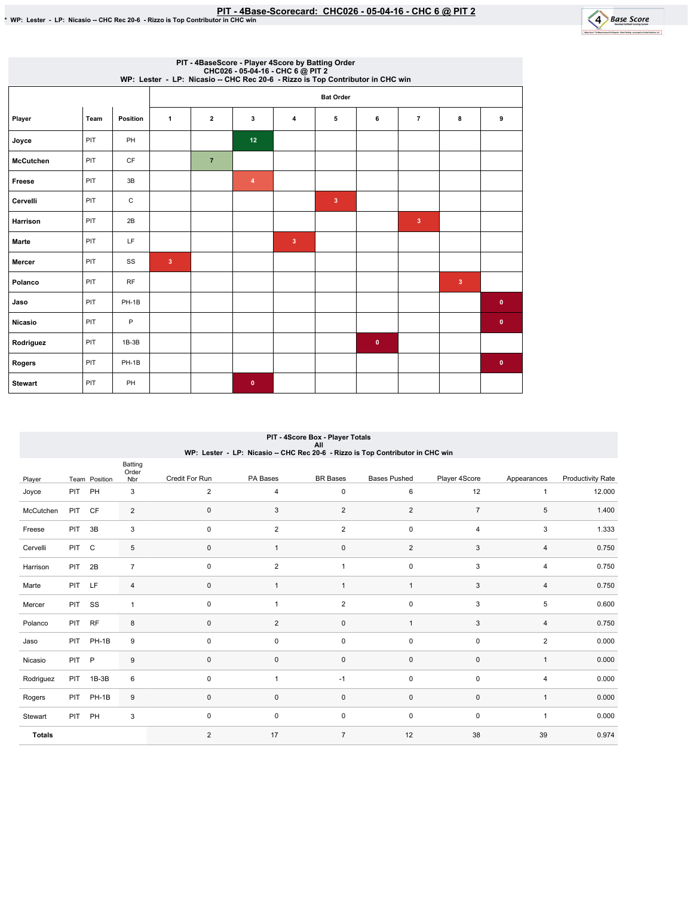# PIT - 4Base-Scorecard: CHC026 - 05-04-16 - CHC 6 @ PIT 2

* WP: Lester - LP: Nicasio -- CHC Rec 20-6 - Rizzo is Top Contributor in CHC win

## PIT - 4BaseScore - Player 4Score by Batting Order
CHC026 - 05-04-16 - CHC 6 @ PIT 2
WP: Lester - LP: Nicasio -- CHC Rec 20-6 - Rizzo is Top Contributor in CHC win

| | | | Bat Order | | | | | | | | |
|---|---|---|---|---|---|---|---|---|---|---|---|
| Player | Team | Position | 1 | 2 | 3 | 4 | 5 | 6 | 7 | 8 | 9 |
| Joyce | PIT | PH | | | 12 | | | | | | |
| McCutchen | PIT | CF | | 7 | | | | | | | |
| Freese | PIT | 3B | | | 4 | | | | | | |
| Cervelli | PIT | C | | | | | 3 | | | | |
| Harrison | PIT | 2B | | | | | | | 3 | | |
| Marte | PIT | LF | | | | 3 | | | | | |
| Mercer | PIT | SS | 3 | | | | | | | | |
| Polanco | PIT | RF | | | | | | | | 3 | |
| Jaso | PIT | PH-1B | | | | | | | | | 0 |
| Nicasio | PIT | P | | | | | | | | | 0 |
| Rodriguez | PIT | 1B-3B | | | | | | 0 | | | |
| Rogers | PIT | PH-1B | | | | | | | | | 0 |
| Stewart | PIT | PH | | | 0 | | | | | | |

## PIT - 4Score Box - Player Totals
All
WP: Lester - LP: Nicasio -- CHC Rec 20-6 - Rizzo is Top Contributor in CHC win

| Player | Team | Position | Batting Order Nbr | Credit For Run | PA Bases | BR Bases | Bases Pushed | Player 4Score | Appearances | Productivity Rate |
|---|---|---|---|---|---|---|---|---|---|---|
| Joyce | PIT | PH | 3 | 2 | 4 | 0 | 6 | 12 | 1 | 12.000 |
| McCutchen | PIT | CF | 2 | 0 | 3 | 2 | 2 | 7 | 5 | 1.400 |
| Freese | PIT | 3B | 3 | 0 | 2 | 2 | 0 | 4 | 3 | 1.333 |
| Cervelli | PIT | C | 5 | 0 | 1 | 0 | 2 | 3 | 4 | 0.750 |
| Harrison | PIT | 2B | 7 | 0 | 2 | 1 | 0 | 3 | 4 | 0.750 |
| Marte | PIT | LF | 4 | 0 | 1 | 1 | 1 | 3 | 4 | 0.750 |
| Mercer | PIT | SS | 1 | 0 | 1 | 2 | 0 | 3 | 5 | 0.600 |
| Polanco | PIT | RF | 8 | 0 | 2 | 0 | 1 | 3 | 4 | 0.750 |
| Jaso | PIT | PH-1B | 9 | 0 | 0 | 0 | 0 | 0 | 2 | 0.000 |
| Nicasio | PIT | P | 9 | 0 | 0 | 0 | 0 | 0 | 1 | 0.000 |
| Rodriguez | PIT | 1B-3B | 6 | 0 | 1 | -1 | 0 | 0 | 4 | 0.000 |
| Rogers | PIT | PH-1B | 9 | 0 | 0 | 0 | 0 | 0 | 1 | 0.000 |
| Stewart | PIT | PH | 3 | 0 | 0 | 0 | 0 | 0 | 1 | 0.000 |
| **Totals** | | | | 2 | 17 | 7 | 12 | 38 | 39 | 0.974 |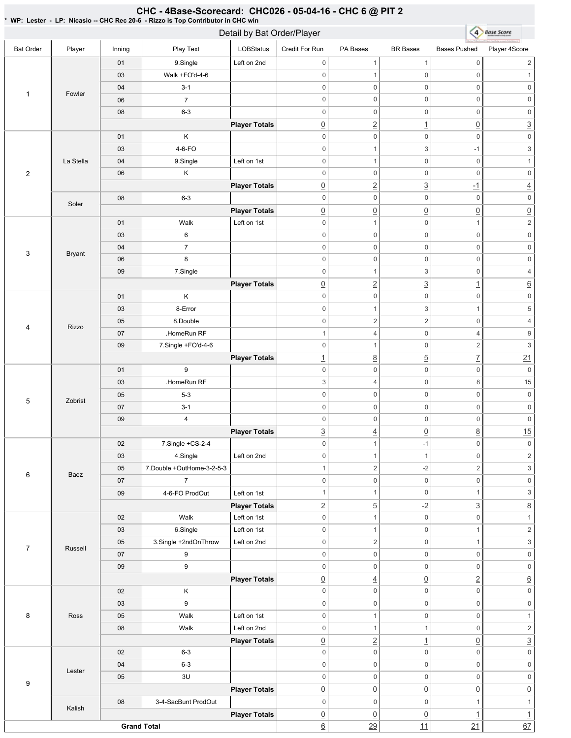# CHC - 4Base-Scorecard: CHC026 - 05-04-16 - CHC 6 @ PIT 2

**\* WP: Lester - LP: Nicasio -- CHC Rec 20-6 - Rizzo is Top Contributor in CHC win**

Detail by Bat Order/Player

| Bat Order | Player | Inning | Play Text | LOBStatus | Credit For Run | PA Bases | BR Bases | Bases Pushed | Player 4Score |
|---|---|---|---|---|---|---|---|---|---|
| 1 | Fowler | 01 | 9.Single | Left on 2nd | 0 | 1 | 1 | 0 | 2 |
| | | 03 | Walk +FO'd-4-6 | | 0 | 1 | 0 | 0 | 1 |
| | | 04 | 3-1 | | 0 | 0 | 0 | 0 | 0 |
| | | 06 | 7 | | 0 | 0 | 0 | 0 | 0 |
| | | 08 | 6-3 | | 0 | 0 | 0 | 0 | 0 |
| | | | | **Player Totals** | 0 | 2 | 1 | 0 | 3 |
| 2 | La Stella | 01 | K | | 0 | 0 | 0 | 0 | 0 |
| | | 03 | 4-6-FO | | 0 | 1 | 3 | -1 | 3 |
| | | 04 | 9.Single | Left on 1st | 0 | 1 | 0 | 0 | 1 |
| | | 06 | K | | 0 | 0 | 0 | 0 | 0 |
| | | | | **Player Totals** | 0 | 2 | 3 | -1 | 4 |
| | Soler | 08 | 6-3 | | 0 | 0 | 0 | 0 | 0 |
| | | | | **Player Totals** | 0 | 0 | 0 | 0 | 0 |
| 3 | Bryant | 01 | Walk | Left on 1st | 0 | 1 | 0 | 1 | 2 |
| | | 03 | 6 | | 0 | 0 | 0 | 0 | 0 |
| | | 04 | 7 | | 0 | 0 | 0 | 0 | 0 |
| | | 06 | 8 | | 0 | 0 | 0 | 0 | 0 |
| | | 09 | 7.Single | | 0 | 1 | 3 | 0 | 4 |
| | | | | **Player Totals** | 0 | 2 | 3 | 1 | 6 |
| 4 | Rizzo | 01 | K | | 0 | 0 | 0 | 0 | 0 |
| | | 03 | 8-Error | | 0 | 1 | 3 | 1 | 5 |
| | | 05 | 8.Double | | 0 | 2 | 2 | 0 | 4 |
| | | 07 | .HomeRun RF | | 1 | 4 | 0 | 4 | 9 |
| | | 09 | 7.Single +FO'd-4-6 | | 0 | 1 | 0 | 2 | 3 |
| | | | | **Player Totals** | 1 | 8 | 5 | 7 | 21 |
| 5 | Zobrist | 01 | 9 | | 0 | 0 | 0 | 0 | 0 |
| | | 03 | .HomeRun RF | | 3 | 4 | 0 | 8 | 15 |
| | | 05 | 5-3 | | 0 | 0 | 0 | 0 | 0 |
| | | 07 | 3-1 | | 0 | 0 | 0 | 0 | 0 |
| | | 09 | 4 | | 0 | 0 | 0 | 0 | 0 |
| | | | | **Player Totals** | 3 | 4 | 0 | 8 | 15 |
| 6 | Baez | 02 | 7.Single +CS-2-4 | | 0 | 1 | -1 | 0 | 0 |
| | | 03 | 4.Single | Left on 2nd | 0 | 1 | 1 | 0 | 2 |
| | | 05 | 7.Double +OutHome-3-2-5-3 | | 1 | 2 | -2 | 2 | 3 |
| | | 07 | 7 | | 0 | 0 | 0 | 0 | 0 |
| | | 09 | 4-6-FO ProdOut | Left on 1st | 1 | 1 | 0 | 1 | 3 |
| | | | | **Player Totals** | 2 | 5 | -2 | 3 | 8 |
| 7 | Russell | 02 | Walk | Left on 1st | 0 | 1 | 0 | 0 | 1 |
| | | 03 | 6.Single | Left on 1st | 0 | 1 | 0 | 1 | 2 |
| | | 05 | 3.Single +2ndOnThrow | Left on 2nd | 0 | 2 | 0 | 1 | 3 |
| | | 07 | 9 | | 0 | 0 | 0 | 0 | 0 |
| | | 09 | 9 | | 0 | 0 | 0 | 0 | 0 |
| | | | | **Player Totals** | 0 | 4 | 0 | 2 | 6 |
| 8 | Ross | 02 | K | | 0 | 0 | 0 | 0 | 0 |
| | | 03 | 9 | | 0 | 0 | 0 | 0 | 0 |
| | | 05 | Walk | Left on 1st | 0 | 1 | 0 | 0 | 1 |
| | | 08 | Walk | Left on 2nd | 0 | 1 | 1 | 0 | 2 |
| | | | | **Player Totals** | 0 | 2 | 1 | 0 | 3 |
| 9 | Lester | 02 | 6-3 | | 0 | 0 | 0 | 0 | 0 |
| | | 04 | 6-3 | | 0 | 0 | 0 | 0 | 0 |
| | | 05 | 3U | | 0 | 0 | 0 | 0 | 0 |
| | | | | **Player Totals** | 0 | 0 | 0 | 0 | 0 |
| | Kalish | 08 | 3-4-SacBunt ProdOut | | 0 | 0 | 0 | 1 | 1 |
| | | | | **Player Totals** | 0 | 0 | 0 | 1 | 1 |
| **Grand Total** | | | | | 6 | 29 | 11 | 21 | 67 |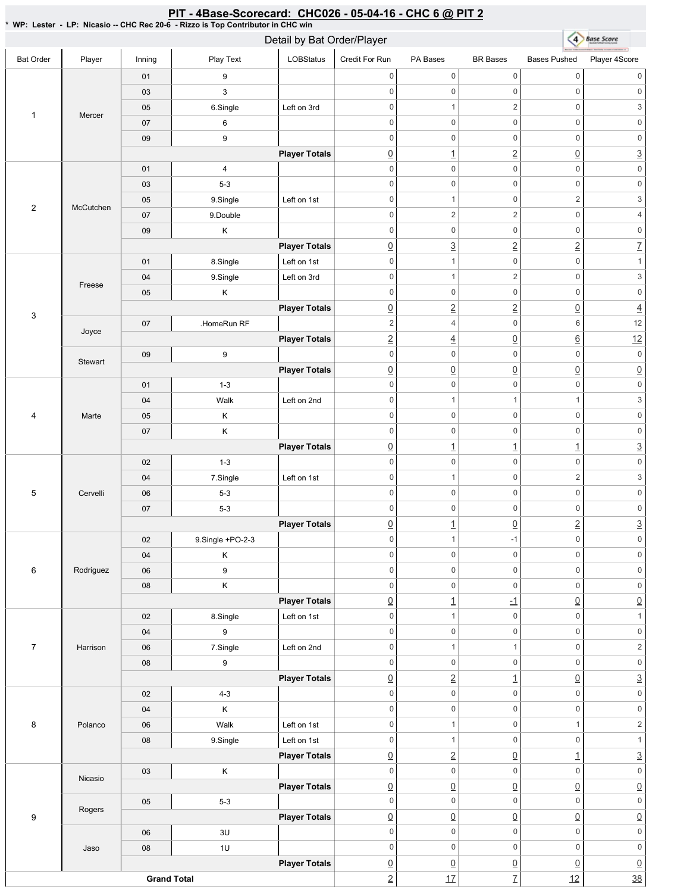# PIT - 4Base-Scorecard: CHC026 - 05-04-16 - CHC 6 @ PIT 2

**\* WP: Lester - LP: Nicasio -- CHC Rec 20-6 - Rizzo is Top Contributor in CHC win**

## Detail by Bat Order/Player

| Bat Order | Player | Inning | Play Text | LOBStatus | Credit For Run | PA Bases | BR Bases | Bases Pushed | Player 4Score |
|---|---|---|---|---|---|---|---|---|---|
| 1 | Mercer | 01 | 9 | | 0 | 0 | 0 | 0 | 0 |
| | | 03 | 3 | | 0 | 0 | 0 | 0 | 0 |
| | | 05 | 6.Single | Left on 3rd | 0 | 1 | 2 | 0 | 3 |
| | | 07 | 6 | | 0 | 0 | 0 | 0 | 0 |
| | | 09 | 9 | | 0 | 0 | 0 | 0 | 0 |
| | | | | **Player Totals** | 0 | 1 | 2 | 0 | 3 |
| 2 | McCutchen | 01 | 4 | | 0 | 0 | 0 | 0 | 0 |
| | | 03 | 5-3 | | 0 | 0 | 0 | 0 | 0 |
| | | 05 | 9.Single | Left on 1st | 0 | 1 | 0 | 2 | 3 |
| | | 07 | 9.Double | | 0 | 2 | 2 | 0 | 4 |
| | | 09 | K | | 0 | 0 | 0 | 0 | 0 |
| | | | | **Player Totals** | 0 | 3 | 2 | 2 | 7 |
| 3 | Freese | 01 | 8.Single | Left on 1st | 0 | 1 | 0 | 0 | 1 |
| | | 04 | 9.Single | Left on 3rd | 0 | 1 | 2 | 0 | 3 |
| | | 05 | K | | 0 | 0 | 0 | 0 | 0 |
| | | | | **Player Totals** | 0 | 2 | 2 | 0 | 4 |
| | Joyce | 07 | .HomeRun RF | | 2 | 4 | 0 | 6 | 12 |
| | | | | **Player Totals** | 2 | 4 | 0 | 6 | 12 |
| | Stewart | 09 | 9 | | 0 | 0 | 0 | 0 | 0 |
| | | | | **Player Totals** | 0 | 0 | 0 | 0 | 0 |
| 4 | Marte | 01 | 1-3 | | 0 | 0 | 0 | 0 | 0 |
| | | 04 | Walk | Left on 2nd | 0 | 1 | 1 | 1 | 3 |
| | | 05 | K | | 0 | 0 | 0 | 0 | 0 |
| | | 07 | K | | 0 | 0 | 0 | 0 | 0 |
| | | | | **Player Totals** | 0 | 1 | 1 | 1 | 3 |
| 5 | Cervelli | 02 | 1-3 | | 0 | 0 | 0 | 0 | 0 |
| | | 04 | 7.Single | Left on 1st | 0 | 1 | 0 | 2 | 3 |
| | | 06 | 5-3 | | 0 | 0 | 0 | 0 | 0 |
| | | 07 | 5-3 | | 0 | 0 | 0 | 0 | 0 |
| | | | | **Player Totals** | 0 | 1 | 0 | 2 | 3 |
| 6 | Rodriguez | 02 | 9.Single +PO-2-3 | | 0 | 1 | -1 | 0 | 0 |
| | | 04 | K | | 0 | 0 | 0 | 0 | 0 |
| | | 06 | 9 | | 0 | 0 | 0 | 0 | 0 |
| | | 08 | K | | 0 | 0 | 0 | 0 | 0 |
| | | | | **Player Totals** | 0 | 1 | -1 | 0 | 0 |
| 7 | Harrison | 02 | 8.Single | Left on 1st | 0 | 1 | 0 | 0 | 1 |
| | | 04 | 9 | | 0 | 0 | 0 | 0 | 0 |
| | | 06 | 7.Single | Left on 2nd | 0 | 1 | 1 | 0 | 2 |
| | | 08 | 9 | | 0 | 0 | 0 | 0 | 0 |
| | | | | **Player Totals** | 0 | 2 | 1 | 0 | 3 |
| 8 | Polanco | 02 | 4-3 | | 0 | 0 | 0 | 0 | 0 |
| | | 04 | K | | 0 | 0 | 0 | 0 | 0 |
| | | 06 | Walk | Left on 1st | 0 | 1 | 0 | 1 | 2 |
| | | 08 | 9.Single | Left on 1st | 0 | 1 | 0 | 0 | 1 |
| | | | | **Player Totals** | 0 | 2 | 0 | 1 | 3 |
| 9 | Nicasio | 03 | K | | 0 | 0 | 0 | 0 | 0 |
| | | | | **Player Totals** | 0 | 0 | 0 | 0 | 0 |
| | Rogers | 05 | 5-3 | | 0 | 0 | 0 | 0 | 0 |
| | | | | **Player Totals** | 0 | 0 | 0 | 0 | 0 |
| | Jaso | 06 | 3U | | 0 | 0 | 0 | 0 | 0 |
| | | 08 | 1U | | 0 | 0 | 0 | 0 | 0 |
| | | | | **Player Totals** | 0 | 0 | 0 | 0 | 0 |
| **Grand Total** | | | | | 2 | 17 | 7 | 12 | 38 |